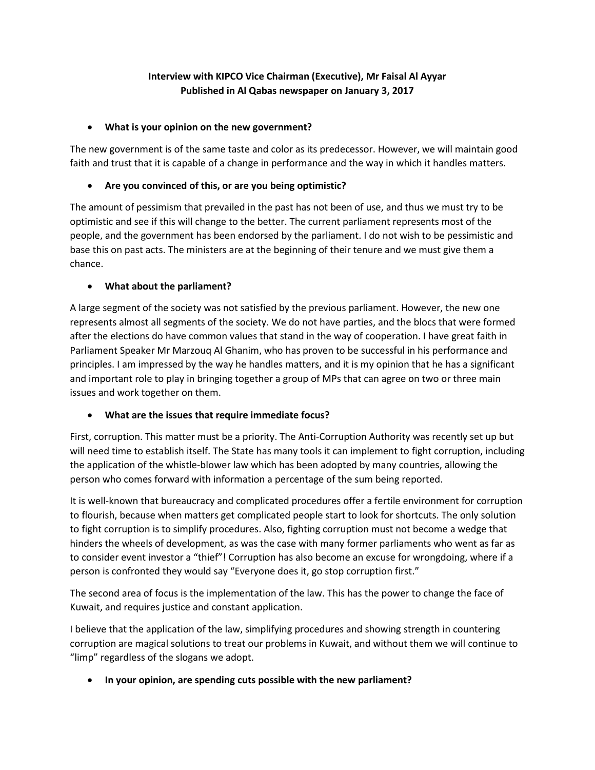**Interview with KIPCO Vice Chairman (Executive), Mr Faisal Al Ayyar**
**Published in Al Qabas newspaper on January 3, 2017**

- **What is your opinion on the new government?**

The new government is of the same taste and color as its predecessor. However, we will maintain good faith and trust that it is capable of a change in performance and the way in which it handles matters.

- **Are you convinced of this, or are you being optimistic?**

The amount of pessimism that prevailed in the past has not been of use, and thus we must try to be optimistic and see if this will change to the better. The current parliament represents most of the people, and the government has been endorsed by the parliament. I do not wish to be pessimistic and base this on past acts. The ministers are at the beginning of their tenure and we must give them a chance.

- **What about the parliament?**

A large segment of the society was not satisfied by the previous parliament. However, the new one represents almost all segments of the society. We do not have parties, and the blocs that were formed after the elections do have common values that stand in the way of cooperation. I have great faith in Parliament Speaker Mr Marzouq Al Ghanim, who has proven to be successful in his performance and principles. I am impressed by the way he handles matters, and it is my opinion that he has a significant and important role to play in bringing together a group of MPs that can agree on two or three main issues and work together on them.

- **What are the issues that require immediate focus?**

First, corruption. This matter must be a priority. The Anti-Corruption Authority was recently set up but will need time to establish itself. The State has many tools it can implement to fight corruption, including the application of the whistle-blower law which has been adopted by many countries, allowing the person who comes forward with information a percentage of the sum being reported.

It is well-known that bureaucracy and complicated procedures offer a fertile environment for corruption to flourish, because when matters get complicated people start to look for shortcuts. The only solution to fight corruption is to simplify procedures. Also, fighting corruption must not become a wedge that hinders the wheels of development, as was the case with many former parliaments who went as far as to consider event investor a "thief"! Corruption has also become an excuse for wrongdoing, where if a person is confronted they would say "Everyone does it, go stop corruption first."

The second area of focus is the implementation of the law. This has the power to change the face of Kuwait, and requires justice and constant application.

I believe that the application of the law, simplifying procedures and showing strength in countering corruption are magical solutions to treat our problems in Kuwait, and without them we will continue to "limp" regardless of the slogans we adopt.

- **In your opinion, are spending cuts possible with the new parliament?**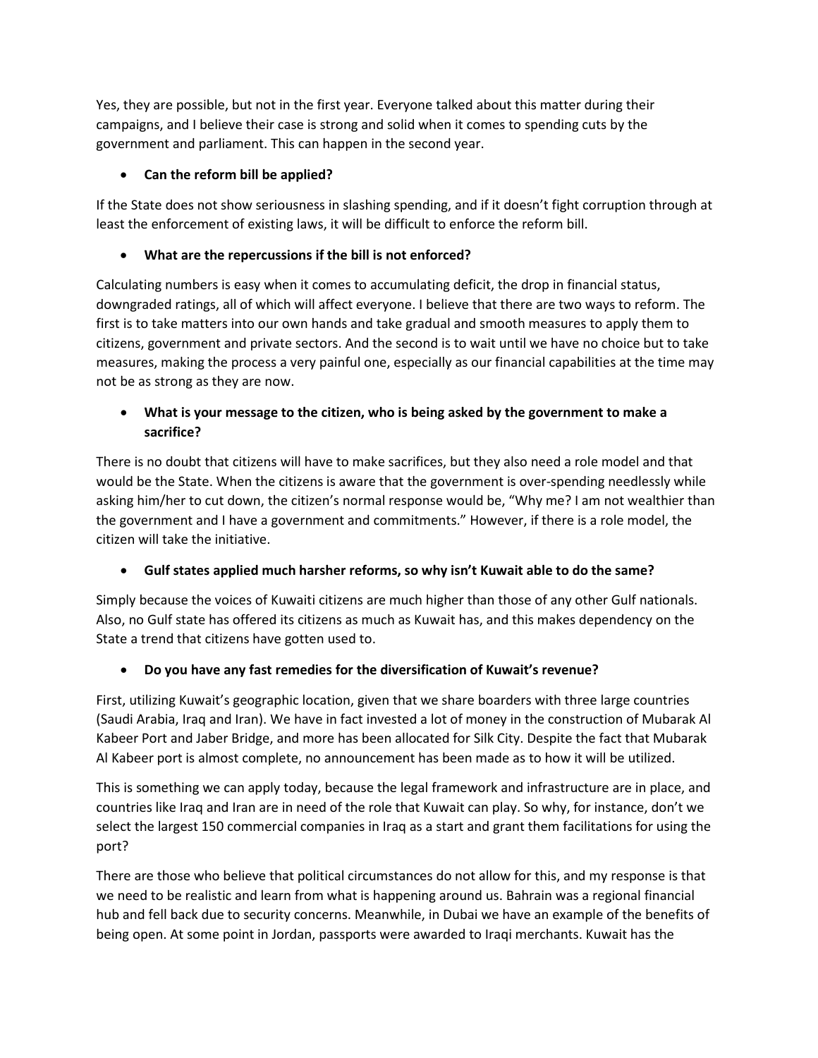Yes, they are possible, but not in the first year. Everyone talked about this matter during their campaigns, and I believe their case is strong and solid when it comes to spending cuts by the government and parliament. This can happen in the second year.

- **Can the reform bill be applied?**

If the State does not show seriousness in slashing spending, and if it doesn't fight corruption through at least the enforcement of existing laws, it will be difficult to enforce the reform bill.

- **What are the repercussions if the bill is not enforced?**

Calculating numbers is easy when it comes to accumulating deficit, the drop in financial status, downgraded ratings, all of which will affect everyone. I believe that there are two ways to reform. The first is to take matters into our own hands and take gradual and smooth measures to apply them to citizens, government and private sectors. And the second is to wait until we have no choice but to take measures, making the process a very painful one, especially as our financial capabilities at the time may not be as strong as they are now.

- **What is your message to the citizen, who is being asked by the government to make a sacrifice?**

There is no doubt that citizens will have to make sacrifices, but they also need a role model and that would be the State. When the citizens is aware that the government is over-spending needlessly while asking him/her to cut down, the citizen's normal response would be, "Why me? I am not wealthier than the government and I have a government and commitments." However, if there is a role model, the citizen will take the initiative.

- **Gulf states applied much harsher reforms, so why isn't Kuwait able to do the same?**

Simply because the voices of Kuwaiti citizens are much higher than those of any other Gulf nationals. Also, no Gulf state has offered its citizens as much as Kuwait has, and this makes dependency on the State a trend that citizens have gotten used to.

- **Do you have any fast remedies for the diversification of Kuwait's revenue?**

First, utilizing Kuwait's geographic location, given that we share boarders with three large countries (Saudi Arabia, Iraq and Iran). We have in fact invested a lot of money in the construction of Mubarak Al Kabeer Port and Jaber Bridge, and more has been allocated for Silk City. Despite the fact that Mubarak Al Kabeer port is almost complete, no announcement has been made as to how it will be utilized.

This is something we can apply today, because the legal framework and infrastructure are in place, and countries like Iraq and Iran are in need of the role that Kuwait can play. So why, for instance, don't we select the largest 150 commercial companies in Iraq as a start and grant them facilitations for using the port?

There are those who believe that political circumstances do not allow for this, and my response is that we need to be realistic and learn from what is happening around us. Bahrain was a regional financial hub and fell back due to security concerns. Meanwhile, in Dubai we have an example of the benefits of being open. At some point in Jordan, passports were awarded to Iraqi merchants. Kuwait has the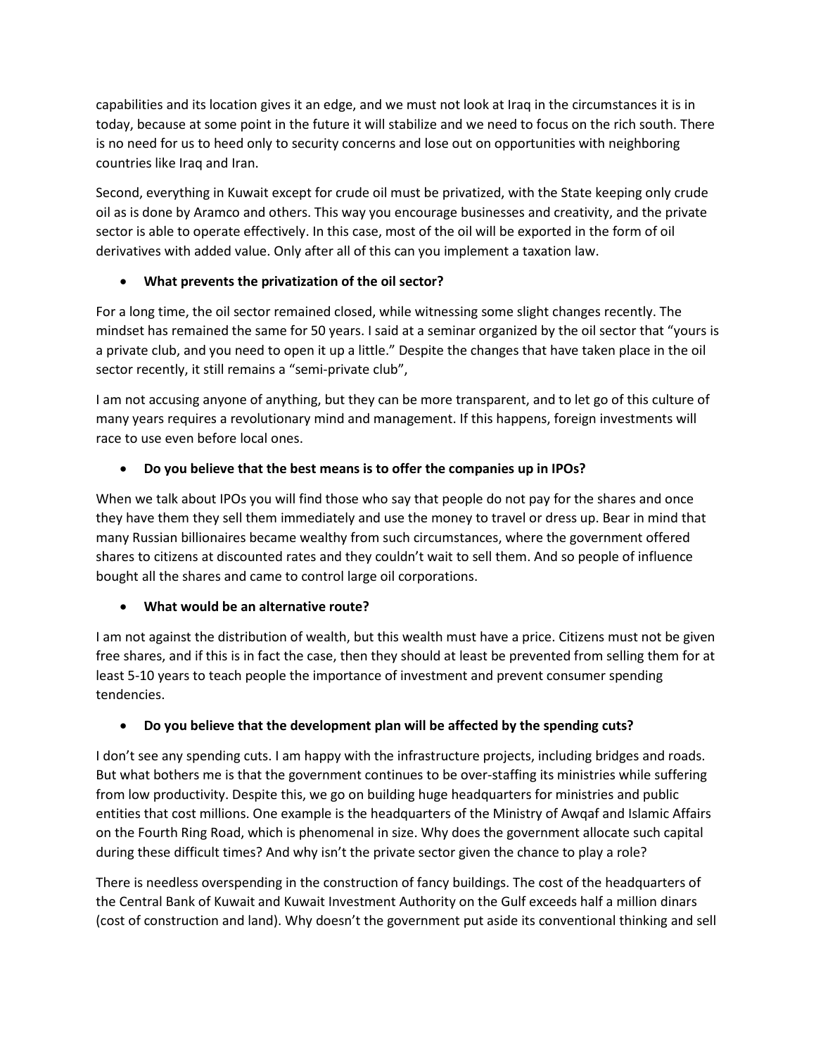capabilities and its location gives it an edge, and we must not look at Iraq in the circumstances it is in today, because at some point in the future it will stabilize and we need to focus on the rich south. There is no need for us to heed only to security concerns and lose out on opportunities with neighboring countries like Iraq and Iran.

Second, everything in Kuwait except for crude oil must be privatized, with the State keeping only crude oil as is done by Aramco and others. This way you encourage businesses and creativity, and the private sector is able to operate effectively. In this case, most of the oil will be exported in the form of oil derivatives with added value. Only after all of this can you implement a taxation law.

- **What prevents the privatization of the oil sector?**

For a long time, the oil sector remained closed, while witnessing some slight changes recently. The mindset has remained the same for 50 years. I said at a seminar organized by the oil sector that "yours is a private club, and you need to open it up a little." Despite the changes that have taken place in the oil sector recently, it still remains a "semi-private club",

I am not accusing anyone of anything, but they can be more transparent, and to let go of this culture of many years requires a revolutionary mind and management. If this happens, foreign investments will race to use even before local ones.

- **Do you believe that the best means is to offer the companies up in IPOs?**

When we talk about IPOs you will find those who say that people do not pay for the shares and once they have them they sell them immediately and use the money to travel or dress up. Bear in mind that many Russian billionaires became wealthy from such circumstances, where the government offered shares to citizens at discounted rates and they couldn't wait to sell them. And so people of influence bought all the shares and came to control large oil corporations.

- **What would be an alternative route?**

I am not against the distribution of wealth, but this wealth must have a price. Citizens must not be given free shares, and if this is in fact the case, then they should at least be prevented from selling them for at least 5-10 years to teach people the importance of investment and prevent consumer spending tendencies.

- **Do you believe that the development plan will be affected by the spending cuts?**

I don't see any spending cuts. I am happy with the infrastructure projects, including bridges and roads. But what bothers me is that the government continues to be over-staffing its ministries while suffering from low productivity. Despite this, we go on building huge headquarters for ministries and public entities that cost millions. One example is the headquarters of the Ministry of Awqaf and Islamic Affairs on the Fourth Ring Road, which is phenomenal in size. Why does the government allocate such capital during these difficult times? And why isn't the private sector given the chance to play a role?

There is needless overspending in the construction of fancy buildings. The cost of the headquarters of the Central Bank of Kuwait and Kuwait Investment Authority on the Gulf exceeds half a million dinars (cost of construction and land). Why doesn't the government put aside its conventional thinking and sell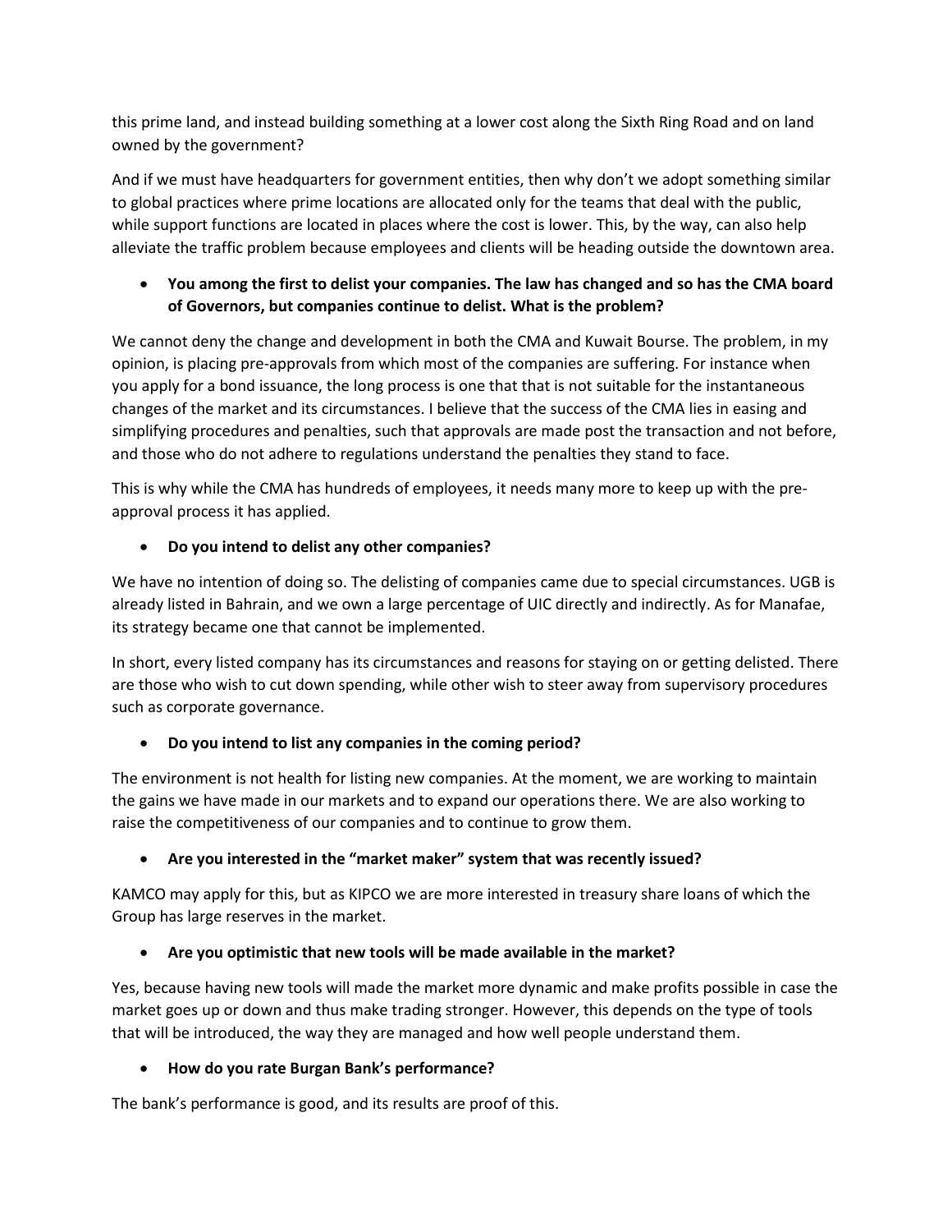this prime land, and instead building something at a lower cost along the Sixth Ring Road and on land owned by the government?

And if we must have headquarters for government entities, then why don't we adopt something similar to global practices where prime locations are allocated only for the teams that deal with the public, while support functions are located in places where the cost is lower. This, by the way, can also help alleviate the traffic problem because employees and clients will be heading outside the downtown area.

- **You among the first to delist your companies. The law has changed and so has the CMA board of Governors, but companies continue to delist. What is the problem?**

We cannot deny the change and development in both the CMA and Kuwait Bourse. The problem, in my opinion, is placing pre-approvals from which most of the companies are suffering. For instance when you apply for a bond issuance, the long process is one that that is not suitable for the instantaneous changes of the market and its circumstances. I believe that the success of the CMA lies in easing and simplifying procedures and penalties, such that approvals are made post the transaction and not before, and those who do not adhere to regulations understand the penalties they stand to face.

This is why while the CMA has hundreds of employees, it needs many more to keep up with the pre-approval process it has applied.

- **Do you intend to delist any other companies?**

We have no intention of doing so. The delisting of companies came due to special circumstances. UGB is already listed in Bahrain, and we own a large percentage of UIC directly and indirectly. As for Manafae, its strategy became one that cannot be implemented.

In short, every listed company has its circumstances and reasons for staying on or getting delisted. There are those who wish to cut down spending, while other wish to steer away from supervisory procedures such as corporate governance.

- **Do you intend to list any companies in the coming period?**

The environment is not health for listing new companies. At the moment, we are working to maintain the gains we have made in our markets and to expand our operations there. We are also working to raise the competitiveness of our companies and to continue to grow them.

- **Are you interested in the "market maker" system that was recently issued?**

KAMCO may apply for this, but as KIPCO we are more interested in treasury share loans of which the Group has large reserves in the market.

- **Are you optimistic that new tools will be made available in the market?**

Yes, because having new tools will made the market more dynamic and make profits possible in case the market goes up or down and thus make trading stronger. However, this depends on the type of tools that will be introduced, the way they are managed and how well people understand them.

- **How do you rate Burgan Bank's performance?**

The bank's performance is good, and its results are proof of this.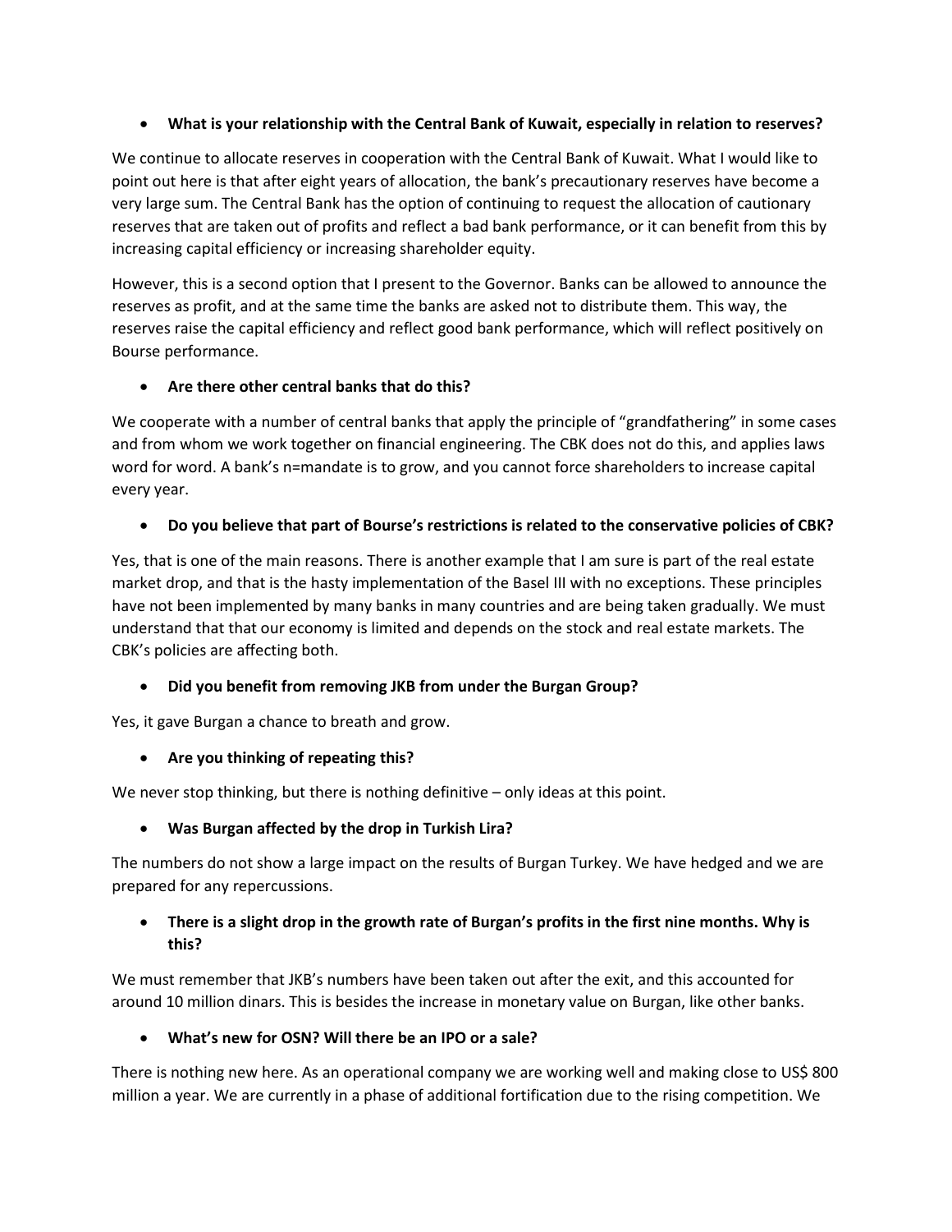- **What is your relationship with the Central Bank of Kuwait, especially in relation to reserves?**

We continue to allocate reserves in cooperation with the Central Bank of Kuwait. What I would like to point out here is that after eight years of allocation, the bank's precautionary reserves have become a very large sum. The Central Bank has the option of continuing to request the allocation of cautionary reserves that are taken out of profits and reflect a bad bank performance, or it can benefit from this by increasing capital efficiency or increasing shareholder equity.

However, this is a second option that I present to the Governor. Banks can be allowed to announce the reserves as profit, and at the same time the banks are asked not to distribute them. This way, the reserves raise the capital efficiency and reflect good bank performance, which will reflect positively on Bourse performance.

- **Are there other central banks that do this?**

We cooperate with a number of central banks that apply the principle of "grandfathering" in some cases and from whom we work together on financial engineering. The CBK does not do this, and applies laws word for word. A bank's n=mandate is to grow, and you cannot force shareholders to increase capital every year.

- **Do you believe that part of Bourse's restrictions is related to the conservative policies of CBK?**

Yes, that is one of the main reasons. There is another example that I am sure is part of the real estate market drop, and that is the hasty implementation of the Basel III with no exceptions. These principles have not been implemented by many banks in many countries and are being taken gradually. We must understand that that our economy is limited and depends on the stock and real estate markets. The CBK's policies are affecting both.

- **Did you benefit from removing JKB from under the Burgan Group?**

Yes, it gave Burgan a chance to breath and grow.

- **Are you thinking of repeating this?**

We never stop thinking, but there is nothing definitive – only ideas at this point.

- **Was Burgan affected by the drop in Turkish Lira?**

The numbers do not show a large impact on the results of Burgan Turkey. We have hedged and we are prepared for any repercussions.

- **There is a slight drop in the growth rate of Burgan's profits in the first nine months. Why is this?**

We must remember that JKB's numbers have been taken out after the exit, and this accounted for around 10 million dinars. This is besides the increase in monetary value on Burgan, like other banks.

- **What's new for OSN? Will there be an IPO or a sale?**

There is nothing new here. As an operational company we are working well and making close to US$ 800 million a year. We are currently in a phase of additional fortification due to the rising competition. We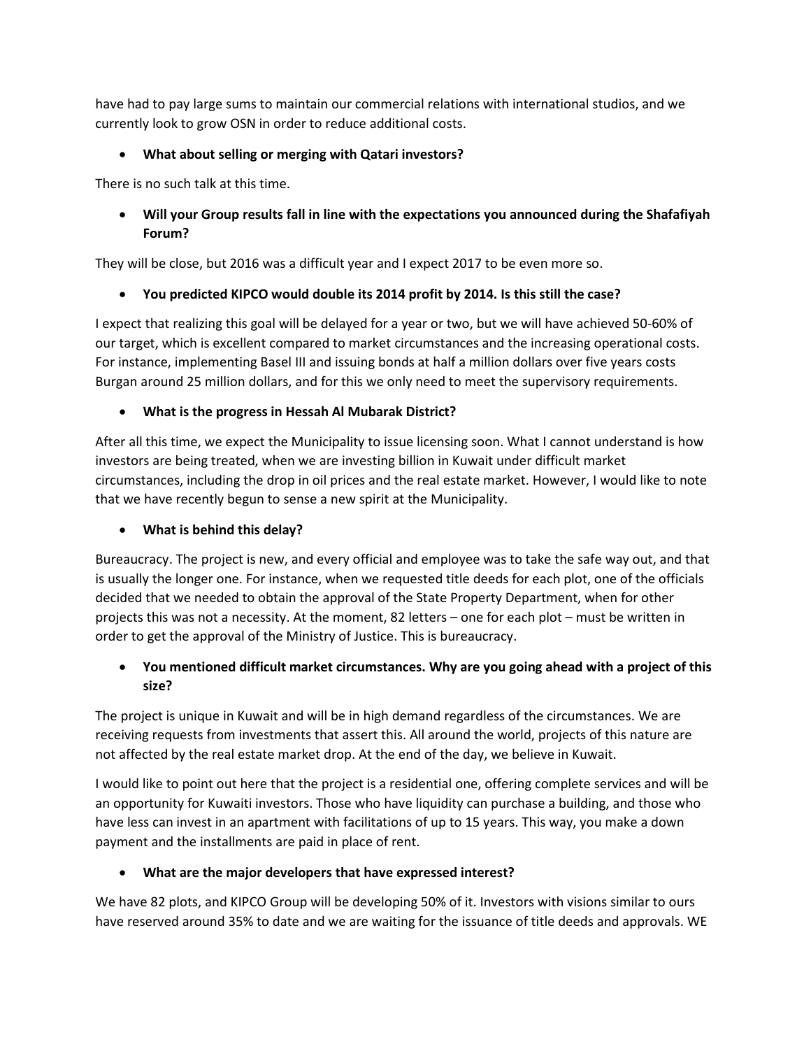have had to pay large sums to maintain our commercial relations with international studios, and we currently look to grow OSN in order to reduce additional costs.

- **What about selling or merging with Qatari investors?**

There is no such talk at this time.

- **Will your Group results fall in line with the expectations you announced during the Shafafiyah Forum?**

They will be close, but 2016 was a difficult year and I expect 2017 to be even more so.

- **You predicted KIPCO would double its 2014 profit by 2014. Is this still the case?**

I expect that realizing this goal will be delayed for a year or two, but we will have achieved 50-60% of our target, which is excellent compared to market circumstances and the increasing operational costs. For instance, implementing Basel III and issuing bonds at half a million dollars over five years costs Burgan around 25 million dollars, and for this we only need to meet the supervisory requirements.

- **What is the progress in Hessah Al Mubarak District?**

After all this time, we expect the Municipality to issue licensing soon. What I cannot understand is how investors are being treated, when we are investing billion in Kuwait under difficult market circumstances, including the drop in oil prices and the real estate market. However, I would like to note that we have recently begun to sense a new spirit at the Municipality.

- **What is behind this delay?**

Bureaucracy. The project is new, and every official and employee was to take the safe way out, and that is usually the longer one. For instance, when we requested title deeds for each plot, one of the officials decided that we needed to obtain the approval of the State Property Department, when for other projects this was not a necessity. At the moment, 82 letters – one for each plot – must be written in order to get the approval of the Ministry of Justice. This is bureaucracy.

- **You mentioned difficult market circumstances. Why are you going ahead with a project of this size?**

The project is unique in Kuwait and will be in high demand regardless of the circumstances. We are receiving requests from investments that assert this. All around the world, projects of this nature are not affected by the real estate market drop. At the end of the day, we believe in Kuwait.

I would like to point out here that the project is a residential one, offering complete services and will be an opportunity for Kuwaiti investors. Those who have liquidity can purchase a building, and those who have less can invest in an apartment with facilitations of up to 15 years. This way, you make a down payment and the installments are paid in place of rent.

- **What are the major developers that have expressed interest?**

We have 82 plots, and KIPCO Group will be developing 50% of it. Investors with visions similar to ours have reserved around 35% to date and we are waiting for the issuance of title deeds and approvals. WE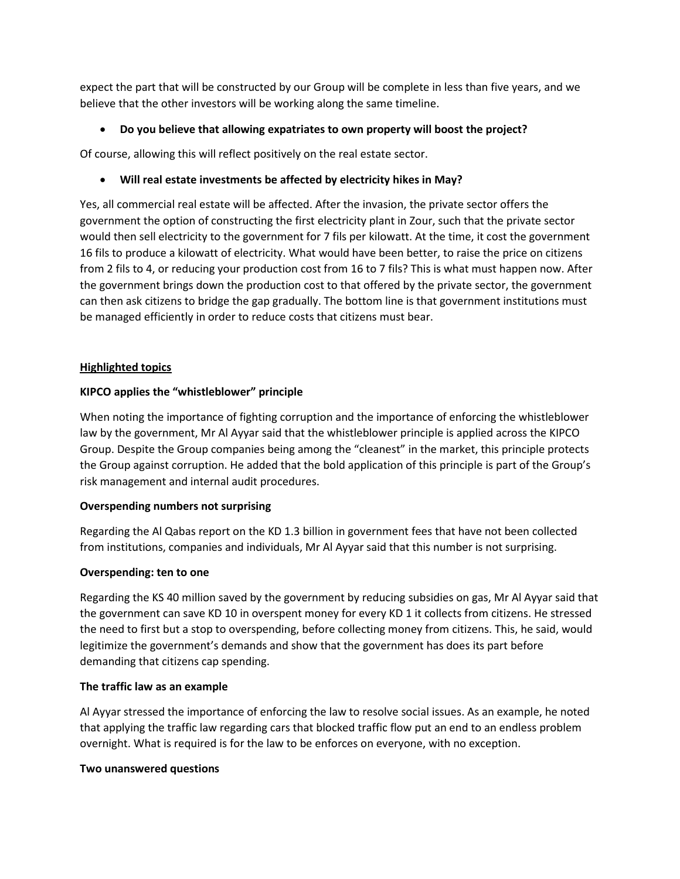expect the part that will be constructed by our Group will be complete in less than five years, and we believe that the other investors will be working along the same timeline.

- **Do you believe that allowing expatriates to own property will boost the project?**

Of course, allowing this will reflect positively on the real estate sector.

- **Will real estate investments be affected by electricity hikes in May?**

Yes, all commercial real estate will be affected. After the invasion, the private sector offers the government the option of constructing the first electricity plant in Zour, such that the private sector would then sell electricity to the government for 7 fils per kilowatt. At the time, it cost the government 16 fils to produce a kilowatt of electricity. What would have been better, to raise the price on citizens from 2 fils to 4, or reducing your production cost from 16 to 7 fils? This is what must happen now. After the government brings down the production cost to that offered by the private sector, the government can then ask citizens to bridge the gap gradually. The bottom line is that government institutions must be managed efficiently in order to reduce costs that citizens must bear.

**Highlighted topics**

**KIPCO applies the "whistleblower" principle**

When noting the importance of fighting corruption and the importance of enforcing the whistleblower law by the government, Mr Al Ayyar said that the whistleblower principle is applied across the KIPCO Group. Despite the Group companies being among the "cleanest" in the market, this principle protects the Group against corruption. He added that the bold application of this principle is part of the Group's risk management and internal audit procedures.

**Overspending numbers not surprising**

Regarding the Al Qabas report on the KD 1.3 billion in government fees that have not been collected from institutions, companies and individuals, Mr Al Ayyar said that this number is not surprising.

**Overspending: ten to one**

Regarding the KS 40 million saved by the government by reducing subsidies on gas, Mr Al Ayyar said that the government can save KD 10 in overspent money for every KD 1 it collects from citizens. He stressed the need to first but a stop to overspending, before collecting money from citizens. This, he said, would legitimize the government's demands and show that the government has does its part before demanding that citizens cap spending.

**The traffic law as an example**

Al Ayyar stressed the importance of enforcing the law to resolve social issues. As an example, he noted that applying the traffic law regarding cars that blocked traffic flow put an end to an endless problem overnight. What is required is for the law to be enforces on everyone, with no exception.

**Two unanswered questions**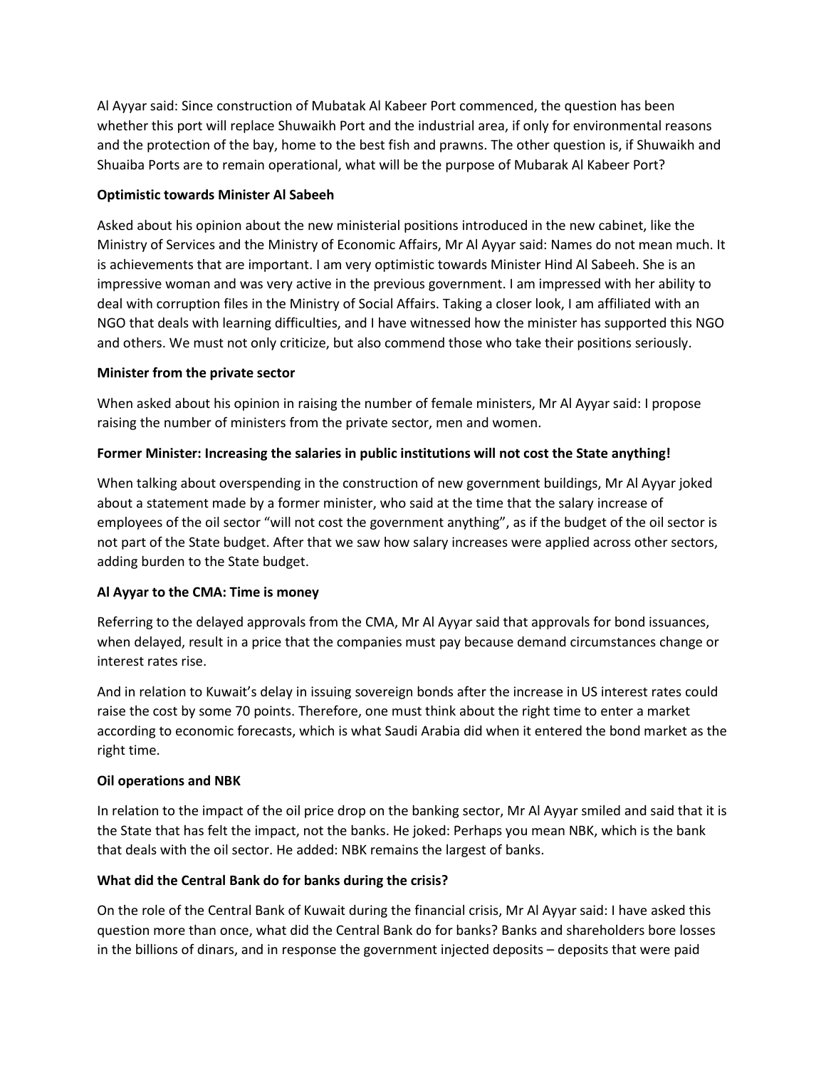Al Ayyar said: Since construction of Mubatak Al Kabeer Port commenced, the question has been whether this port will replace Shuwaikh Port and the industrial area, if only for environmental reasons and the protection of the bay, home to the best fish and prawns. The other question is, if Shuwaikh and Shuaiba Ports are to remain operational, what will be the purpose of Mubarak Al Kabeer Port?

**Optimistic towards Minister Al Sabeeh**

Asked about his opinion about the new ministerial positions introduced in the new cabinet, like the Ministry of Services and the Ministry of Economic Affairs, Mr Al Ayyar said: Names do not mean much. It is achievements that are important. I am very optimistic towards Minister Hind Al Sabeeh. She is an impressive woman and was very active in the previous government. I am impressed with her ability to deal with corruption files in the Ministry of Social Affairs. Taking a closer look, I am affiliated with an NGO that deals with learning difficulties, and I have witnessed how the minister has supported this NGO and others. We must not only criticize, but also commend those who take their positions seriously.

**Minister from the private sector**

When asked about his opinion in raising the number of female ministers, Mr Al Ayyar said: I propose raising the number of ministers from the private sector, men and women.

**Former Minister: Increasing the salaries in public institutions will not cost the State anything!**

When talking about overspending in the construction of new government buildings, Mr Al Ayyar joked about a statement made by a former minister, who said at the time that the salary increase of employees of the oil sector "will not cost the government anything", as if the budget of the oil sector is not part of the State budget. After that we saw how salary increases were applied across other sectors, adding burden to the State budget.

**Al Ayyar to the CMA: Time is money**

Referring to the delayed approvals from the CMA, Mr Al Ayyar said that approvals for bond issuances, when delayed, result in a price that the companies must pay because demand circumstances change or interest rates rise.

And in relation to Kuwait's delay in issuing sovereign bonds after the increase in US interest rates could raise the cost by some 70 points. Therefore, one must think about the right time to enter a market according to economic forecasts, which is what Saudi Arabia did when it entered the bond market as the right time.

**Oil operations and NBK**

In relation to the impact of the oil price drop on the banking sector, Mr Al Ayyar smiled and said that it is the State that has felt the impact, not the banks. He joked: Perhaps you mean NBK, which is the bank that deals with the oil sector. He added: NBK remains the largest of banks.

**What did the Central Bank do for banks during the crisis?**

On the role of the Central Bank of Kuwait during the financial crisis, Mr Al Ayyar said: I have asked this question more than once, what did the Central Bank do for banks? Banks and shareholders bore losses in the billions of dinars, and in response the government injected deposits – deposits that were paid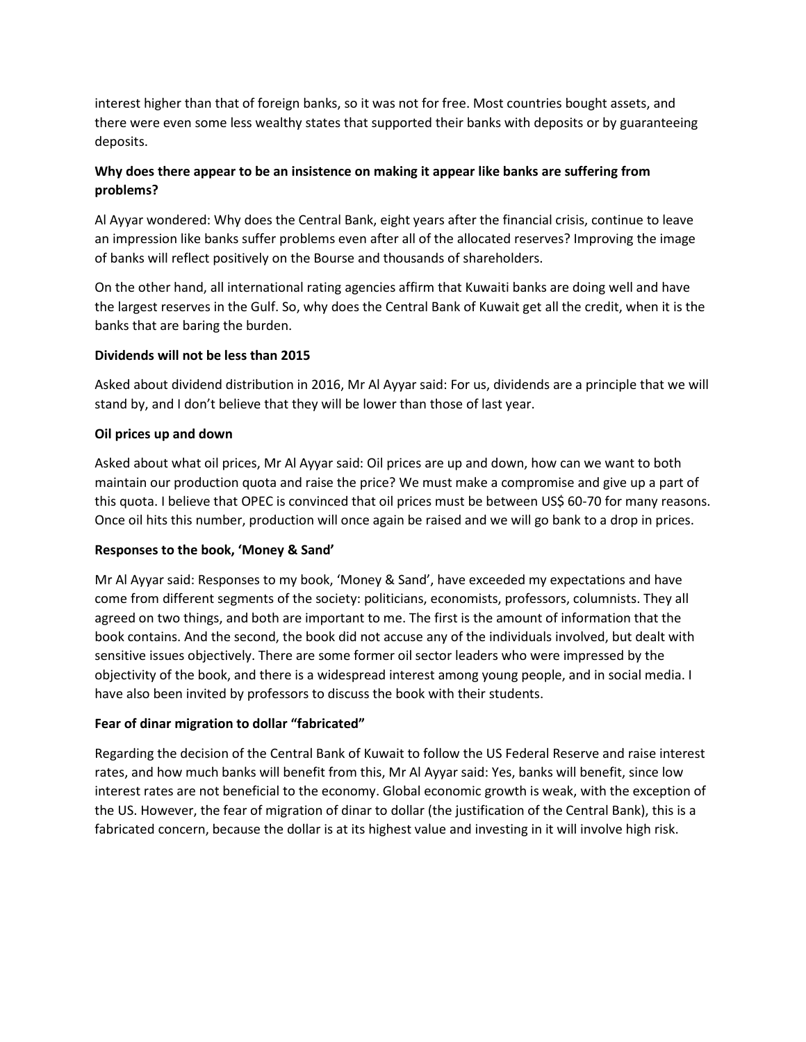interest higher than that of foreign banks, so it was not for free. Most countries bought assets, and there were even some less wealthy states that supported their banks with deposits or by guaranteeing deposits.

**Why does there appear to be an insistence on making it appear like banks are suffering from problems?**

Al Ayyar wondered: Why does the Central Bank, eight years after the financial crisis, continue to leave an impression like banks suffer problems even after all of the allocated reserves? Improving the image of banks will reflect positively on the Bourse and thousands of shareholders.

On the other hand, all international rating agencies affirm that Kuwaiti banks are doing well and have the largest reserves in the Gulf. So, why does the Central Bank of Kuwait get all the credit, when it is the banks that are baring the burden.

**Dividends will not be less than 2015**

Asked about dividend distribution in 2016, Mr Al Ayyar said: For us, dividends are a principle that we will stand by, and I don't believe that they will be lower than those of last year.

**Oil prices up and down**

Asked about what oil prices, Mr Al Ayyar said: Oil prices are up and down, how can we want to both maintain our production quota and raise the price? We must make a compromise and give up a part of this quota. I believe that OPEC is convinced that oil prices must be between US$ 60-70 for many reasons. Once oil hits this number, production will once again be raised and we will go bank to a drop in prices.

**Responses to the book, 'Money & Sand'**

Mr Al Ayyar said: Responses to my book, 'Money & Sand', have exceeded my expectations and have come from different segments of the society: politicians, economists, professors, columnists. They all agreed on two things, and both are important to me. The first is the amount of information that the book contains. And the second, the book did not accuse any of the individuals involved, but dealt with sensitive issues objectively. There are some former oil sector leaders who were impressed by the objectivity of the book, and there is a widespread interest among young people, and in social media. I have also been invited by professors to discuss the book with their students.

**Fear of dinar migration to dollar "fabricated"**

Regarding the decision of the Central Bank of Kuwait to follow the US Federal Reserve and raise interest rates, and how much banks will benefit from this, Mr Al Ayyar said: Yes, banks will benefit, since low interest rates are not beneficial to the economy. Global economic growth is weak, with the exception of the US. However, the fear of migration of dinar to dollar (the justification of the Central Bank), this is a fabricated concern, because the dollar is at its highest value and investing in it will involve high risk.